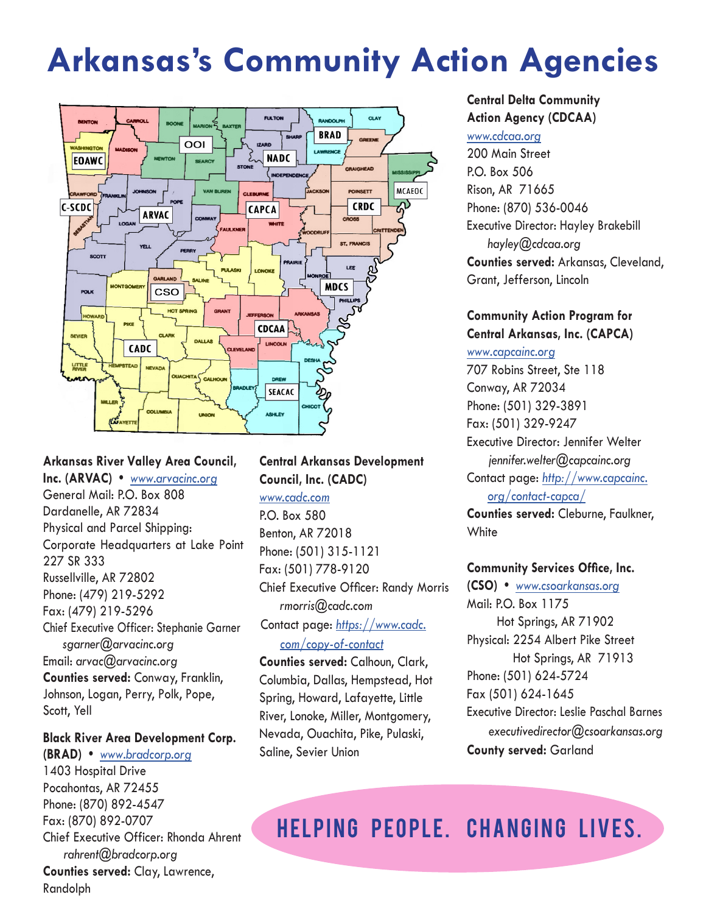# Arkansas's Community Action Agencies

**Arkansas River Valley Area Council, Inc. (ARVAC)** • www.arvacinc.org
General Mail: P.O. Box 808
Dardanelle, AR 72834
Physical and Parcel Shipping:
Corporate Headquarters at Lake Point
227 SR 333
Russellville, AR 72802
Phone: (479) 219-5292
Fax: (479) 219-5296
Chief Executive Officer: Stephanie Garner
*sgarner@arvacinc.org*
Email: *arvac@arvacinc.org*
**Counties served:** Conway, Franklin, Johnson, Logan, Perry, Polk, Pope, Scott, Yell

**Black River Area Development Corp. (BRAD)** • www.bradcorp.org
1403 Hospital Drive
Pocahontas, AR 72455
Phone: (870) 892-4547
Fax: (870) 892-0707
Chief Executive Officer: Rhonda Ahrent
*rahrent@bradcorp.org*
**Counties served:** Clay, Lawrence, Randolph

**Central Arkansas Development Council, Inc. (CADC)**
www.cadc.com
P.O. Box 580
Benton, AR 72018
Phone: (501) 315-1121
Fax: (501) 778-9120
Chief Executive Officer: Randy Morris
*rmorris@cadc.com*
Contact page: https://www.cadc.com/copy-of-contact
**Counties served:** Calhoun, Clark, Columbia, Dallas, Hempstead, Hot Spring, Howard, Lafayette, Little River, Lonoke, Miller, Montgomery, Nevada, Ouachita, Pike, Pulaski, Saline, Sevier Union

**Central Delta Community Action Agency (CDCAA)**
www.cdcaa.org
200 Main Street
P.O. Box 506
Rison, AR 71665
Phone: (870) 536-0046
Executive Director: Hayley Brakebill
*hayley@cdcaa.org*
**Counties served:** Arkansas, Cleveland, Grant, Jefferson, Lincoln

**Community Action Program for Central Arkansas, Inc. (CAPCA)**
www.capcainc.org
707 Robins Street, Ste 118
Conway, AR 72034
Phone: (501) 329-3891
Fax: (501) 329-9247
Executive Director: Jennifer Welter
*jennifer.welter@capcainc.org*
Contact page: http://www.capcainc.org/contact-capca/
**Counties served:** Cleburne, Faulkner, White

**Community Services Office, Inc. (CSO)** • www.csoarkansas.org
Mail: P.O. Box 1175
Hot Springs, AR 71902
Physical: 2254 Albert Pike Street
Hot Springs, AR 71913
Phone: (501) 624-5724
Fax (501) 624-1645
Executive Director: Leslie Paschal Barnes
*executivedirector@csoarkansas.org*
**County served:** Garland

HELPING PEOPLE. CHANGING LIVES.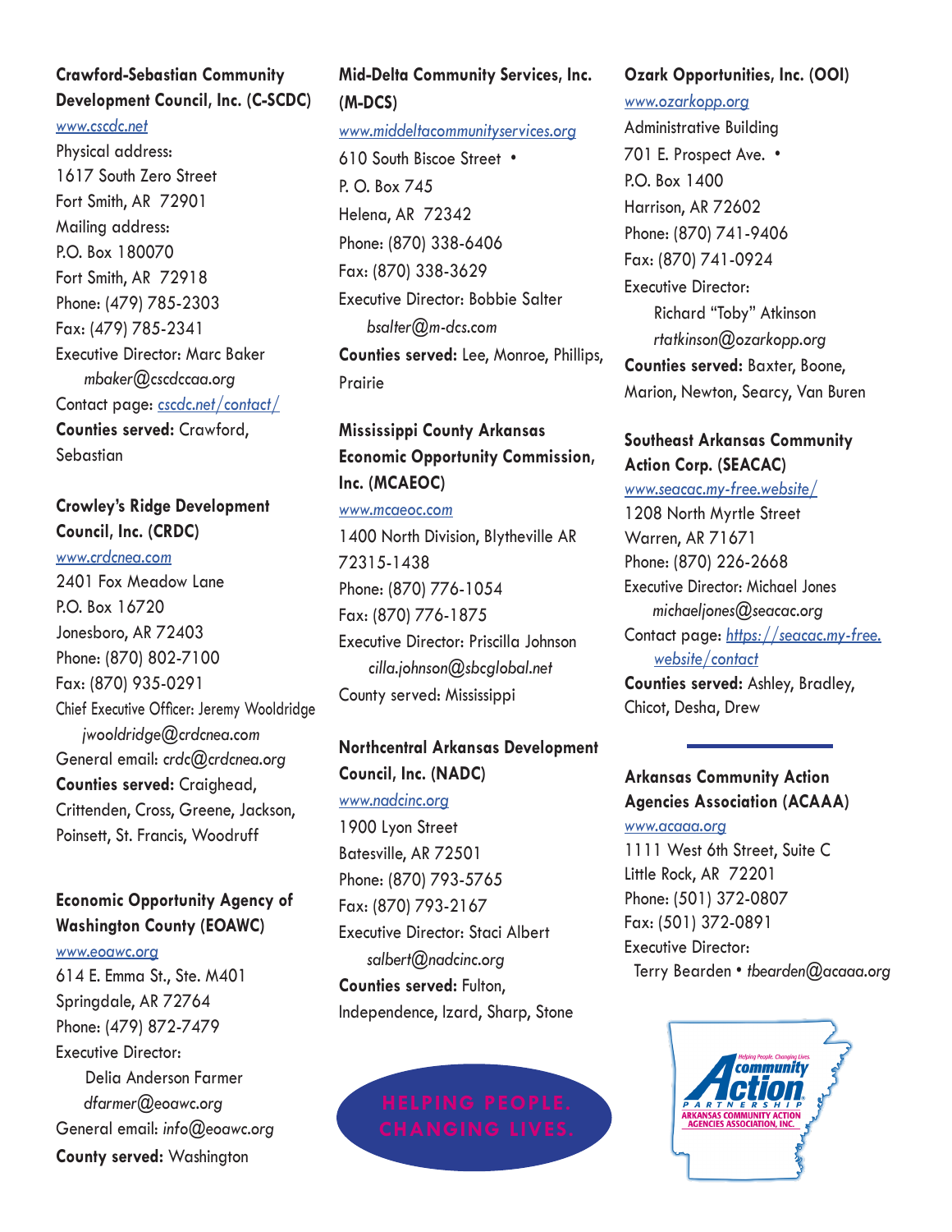### Crawford-Sebastian Community Development Council, Inc. (C-SCDC)

www.cscdc.net

Physical address:
1617 South Zero Street
Fort Smith, AR 72901

Mailing address:
P.O. Box 180070
Fort Smith, AR 72918

Phone: (479) 785-2303
Fax: (479) 785-2341

Executive Director: Marc Baker
*mbaker@cscdccaa.org*

Contact page: cscdc.net/contact/

**Counties served:** Crawford, Sebastian

### Crowley's Ridge Development Council, Inc. (CRDC)

www.crdcnea.com

2401 Fox Meadow Lane
P.O. Box 16720
Jonesboro, AR 72403

Phone: (870) 802-7100
Fax: (870) 935-0291

Chief Executive Officer: Jeremy Wooldridge
*jwooldridge@crdcnea.com*

General email: *crdc@crdcnea.org*

**Counties served:** Craighead, Crittenden, Cross, Greene, Jackson, Poinsett, St. Francis, Woodruff

### Economic Opportunity Agency of Washington County (EOAWC)

www.eoawc.org

614 E. Emma St., Ste. M401
Springdale, AR 72764

Phone: (479) 872-7479

Executive Director:
Delia Anderson Farmer
*dfarmer@eoawc.org*

General email: *info@eoawc.org*

**County served:** Washington

### Mid-Delta Community Services, Inc. (M-DCS)

www.middeltacommunityservices.org

610 South Biscoe Street •
P. O. Box 745
Helena, AR 72342

Phone: (870) 338-6406
Fax: (870) 338-3629

Executive Director: Bobbie Salter
*bsalter@m-dcs.com*

**Counties served:** Lee, Monroe, Phillips, Prairie

### Mississippi County Arkansas Economic Opportunity Commission, Inc. (MCAEOC)

www.mcaeoc.com

1400 North Division, Blytheville AR 72315-1438

Phone: (870) 776-1054
Fax: (870) 776-1875

Executive Director: Priscilla Johnson
*cilla.johnson@sbcglobal.net*

County served: Mississippi

### Northcentral Arkansas Development Council, Inc. (NADC)

www.nadcinc.org

1900 Lyon Street
Batesville, AR 72501

Phone: (870) 793-5765
Fax: (870) 793-2167

Executive Director: Staci Albert
*salbert@nadcinc.org*

**Counties served:** Fulton, Independence, Izard, Sharp, Stone

HELPING PEOPLE. CHANGING LIVES.

### Ozark Opportunities, Inc. (OOI)

www.ozarkopp.org

Administrative Building
701 E. Prospect Ave. •
P.O. Box 1400
Harrison, AR 72602

Phone: (870) 741-9406
Fax: (870) 741-0924

Executive Director:
Richard "Toby" Atkinson
*rtatkinson@ozarkopp.org*

**Counties served:** Baxter, Boone, Marion, Newton, Searcy, Van Buren

### Southeast Arkansas Community Action Corp. (SEACAC)

www.seacac.my-free.website/

1208 North Myrtle Street
Warren, AR 71671

Phone: (870) 226-2668

Executive Director: Michael Jones
*michaeljones@seacac.org*

Contact page: https://seacac.my-free.website/contact

**Counties served:** Ashley, Bradley, Chicot, Desha, Drew

---

### Arkansas Community Action Agencies Association (ACAAA)

www.acaaa.org

1111 West 6th Street, Suite C
Little Rock, AR 72201

Phone: (501) 372-0807
Fax: (501) 372-0891

Executive Director:
Terry Bearden • *tbearden@acaaa.org*

Helping People. Changing Lives.
community Action
PARTNERSHIP
ARKANSAS COMMUNITY ACTION AGENCIES ASSOCIATION, INC.